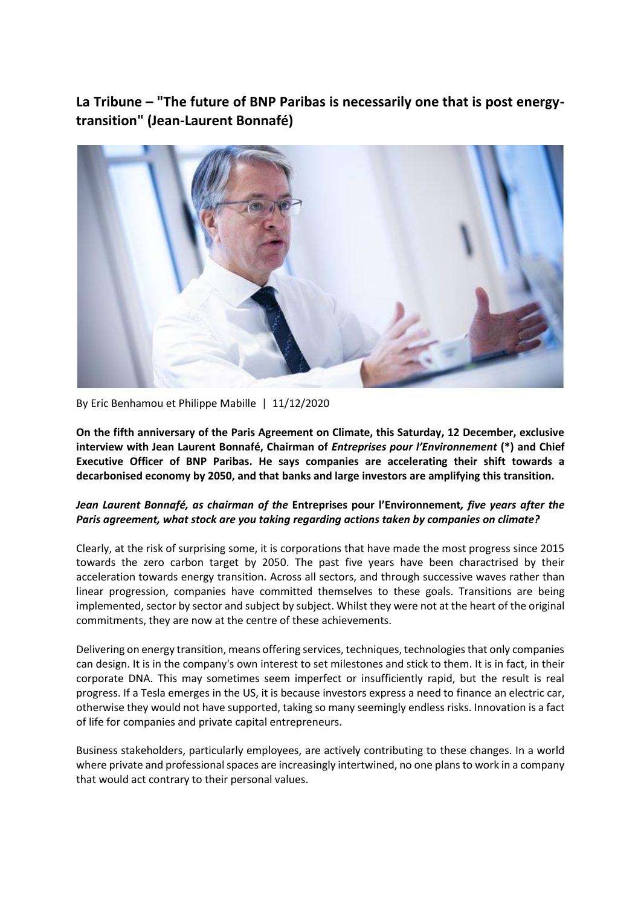# La Tribune – "The future of BNP Paribas is necessarily one that is post energy-transition" (Jean-Laurent Bonnafé)

By Eric Benhamou et Philippe Mabille | 11/12/2020

**On the fifth anniversary of the Paris Agreement on Climate, this Saturday, 12 December, exclusive interview with Jean Laurent Bonnafé, Chairman of *Entreprises pour l'Environnement* (\*) and Chief Executive Officer of BNP Paribas. He says companies are accelerating their shift towards a decarbonised economy by 2050, and that banks and large investors are amplifying this transition.**

***Jean Laurent Bonnafé, as chairman of the* Entreprises pour l'Environnement*, five years after the Paris agreement, what stock are you taking regarding actions taken by companies on climate?***

Clearly, at the risk of surprising some, it is corporations that have made the most progress since 2015 towards the zero carbon target by 2050. The past five years have been charactrised by their acceleration towards energy transition. Across all sectors, and through successive waves rather than linear progression, companies have committed themselves to these goals. Transitions are being implemented, sector by sector and subject by subject. Whilst they were not at the heart of the original commitments, they are now at the centre of these achievements.

Delivering on energy transition, means offering services, techniques, technologies that only companies can design. It is in the company's own interest to set milestones and stick to them. It is in fact, in their corporate DNA. This may sometimes seem imperfect or insufficiently rapid, but the result is real progress. If a Tesla emerges in the US, it is because investors express a need to finance an electric car, otherwise they would not have supported, taking so many seemingly endless risks. Innovation is a fact of life for companies and private capital entrepreneurs.

Business stakeholders, particularly employees, are actively contributing to these changes. In a world where private and professional spaces are increasingly intertwined, no one plans to work in a company that would act contrary to their personal values.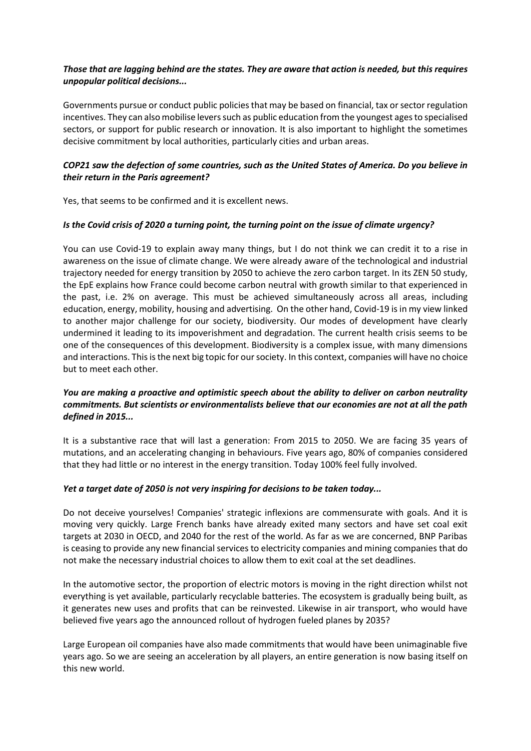***Those that are lagging behind are the states. They are aware that action is needed, but this requires unpopular political decisions...***

Governments pursue or conduct public policies that may be based on financial, tax or sector regulation incentives. They can also mobilise levers such as public education from the youngest ages to specialised sectors, or support for public research or innovation. It is also important to highlight the sometimes decisive commitment by local authorities, particularly cities and urban areas.

***COP21 saw the defection of some countries, such as the United States of America. Do you believe in their return in the Paris agreement?***

Yes, that seems to be confirmed and it is excellent news.

***Is the Covid crisis of 2020 a turning point, the turning point on the issue of climate urgency?***

You can use Covid-19 to explain away many things, but I do not think we can credit it to a rise in awareness on the issue of climate change. We were already aware of the technological and industrial trajectory needed for energy transition by 2050 to achieve the zero carbon target. In its ZEN 50 study, the EpE explains how France could become carbon neutral with growth similar to that experienced in the past, i.e. 2% on average. This must be achieved simultaneously across all areas, including education, energy, mobility, housing and advertising. On the other hand, Covid-19 is in my view linked to another major challenge for our society, biodiversity. Our modes of development have clearly undermined it leading to its impoverishment and degradation. The current health crisis seems to be one of the consequences of this development. Biodiversity is a complex issue, with many dimensions and interactions. This is the next big topic for our society. In this context, companies will have no choice but to meet each other.

***You are making a proactive and optimistic speech about the ability to deliver on carbon neutrality commitments. But scientists or environmentalists believe that our economies are not at all the path defined in 2015...***

It is a substantive race that will last a generation: From 2015 to 2050. We are facing 35 years of mutations, and an accelerating changing in behaviours. Five years ago, 80% of companies considered that they had little or no interest in the energy transition. Today 100% feel fully involved.

***Yet a target date of 2050 is not very inspiring for decisions to be taken today...***

Do not deceive yourselves! Companies' strategic inflexions are commensurate with goals. And it is moving very quickly. Large French banks have already exited many sectors and have set coal exit targets at 2030 in OECD, and 2040 for the rest of the world. As far as we are concerned, BNP Paribas is ceasing to provide any new financial services to electricity companies and mining companies that do not make the necessary industrial choices to allow them to exit coal at the set deadlines.

In the automotive sector, the proportion of electric motors is moving in the right direction whilst not everything is yet available, particularly recyclable batteries. The ecosystem is gradually being built, as it generates new uses and profits that can be reinvested. Likewise in air transport, who would have believed five years ago the announced rollout of hydrogen fueled planes by 2035?

Large European oil companies have also made commitments that would have been unimaginable five years ago. So we are seeing an acceleration by all players, an entire generation is now basing itself on this new world.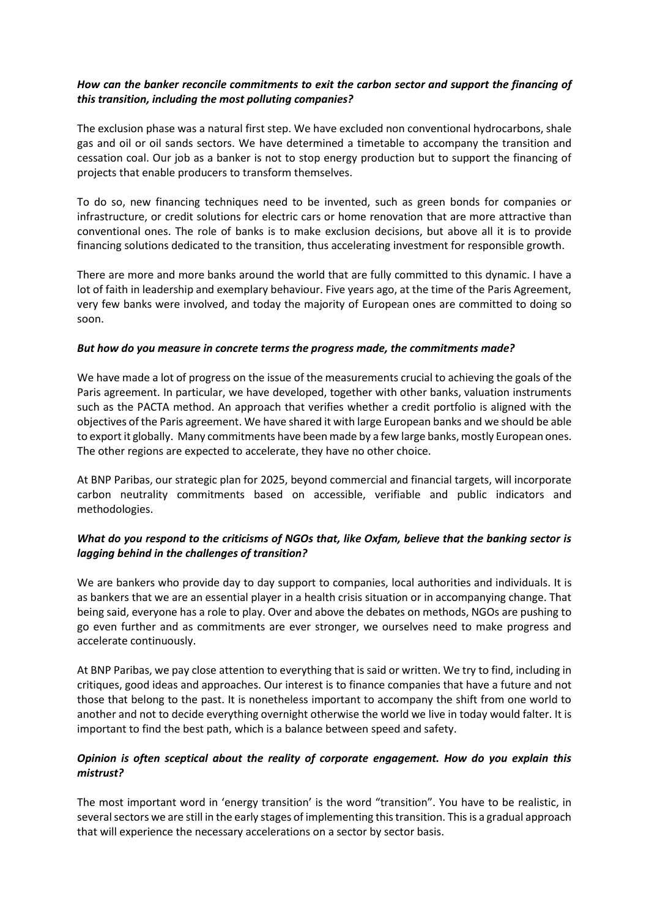***How can the banker reconcile commitments to exit the carbon sector and support the financing of this transition, including the most polluting companies?***

The exclusion phase was a natural first step. We have excluded non conventional hydrocarbons, shale gas and oil or oil sands sectors. We have determined a timetable to accompany the transition and cessation coal. Our job as a banker is not to stop energy production but to support the financing of projects that enable producers to transform themselves.

To do so, new financing techniques need to be invented, such as green bonds for companies or infrastructure, or credit solutions for electric cars or home renovation that are more attractive than conventional ones. The role of banks is to make exclusion decisions, but above all it is to provide financing solutions dedicated to the transition, thus accelerating investment for responsible growth.

There are more and more banks around the world that are fully committed to this dynamic. I have a lot of faith in leadership and exemplary behaviour. Five years ago, at the time of the Paris Agreement, very few banks were involved, and today the majority of European ones are committed to doing so soon.

***But how do you measure in concrete terms the progress made, the commitments made?***

We have made a lot of progress on the issue of the measurements crucial to achieving the goals of the Paris agreement. In particular, we have developed, together with other banks, valuation instruments such as the PACTA method. An approach that verifies whether a credit portfolio is aligned with the objectives of the Paris agreement. We have shared it with large European banks and we should be able to export it globally. Many commitments have been made by a few large banks, mostly European ones. The other regions are expected to accelerate, they have no other choice.

At BNP Paribas, our strategic plan for 2025, beyond commercial and financial targets, will incorporate carbon neutrality commitments based on accessible, verifiable and public indicators and methodologies.

***What do you respond to the criticisms of NGOs that, like Oxfam, believe that the banking sector is lagging behind in the challenges of transition?***

We are bankers who provide day to day support to companies, local authorities and individuals. It is as bankers that we are an essential player in a health crisis situation or in accompanying change. That being said, everyone has a role to play. Over and above the debates on methods, NGOs are pushing to go even further and as commitments are ever stronger, we ourselves need to make progress and accelerate continuously.

At BNP Paribas, we pay close attention to everything that is said or written. We try to find, including in critiques, good ideas and approaches. Our interest is to finance companies that have a future and not those that belong to the past. It is nonetheless important to accompany the shift from one world to another and not to decide everything overnight otherwise the world we live in today would falter. It is important to find the best path, which is a balance between speed and safety.

***Opinion is often sceptical about the reality of corporate engagement. How do you explain this mistrust?***

The most important word in 'energy transition' is the word "transition". You have to be realistic, in several sectors we are still in the early stages of implementing this transition. This is a gradual approach that will experience the necessary accelerations on a sector by sector basis.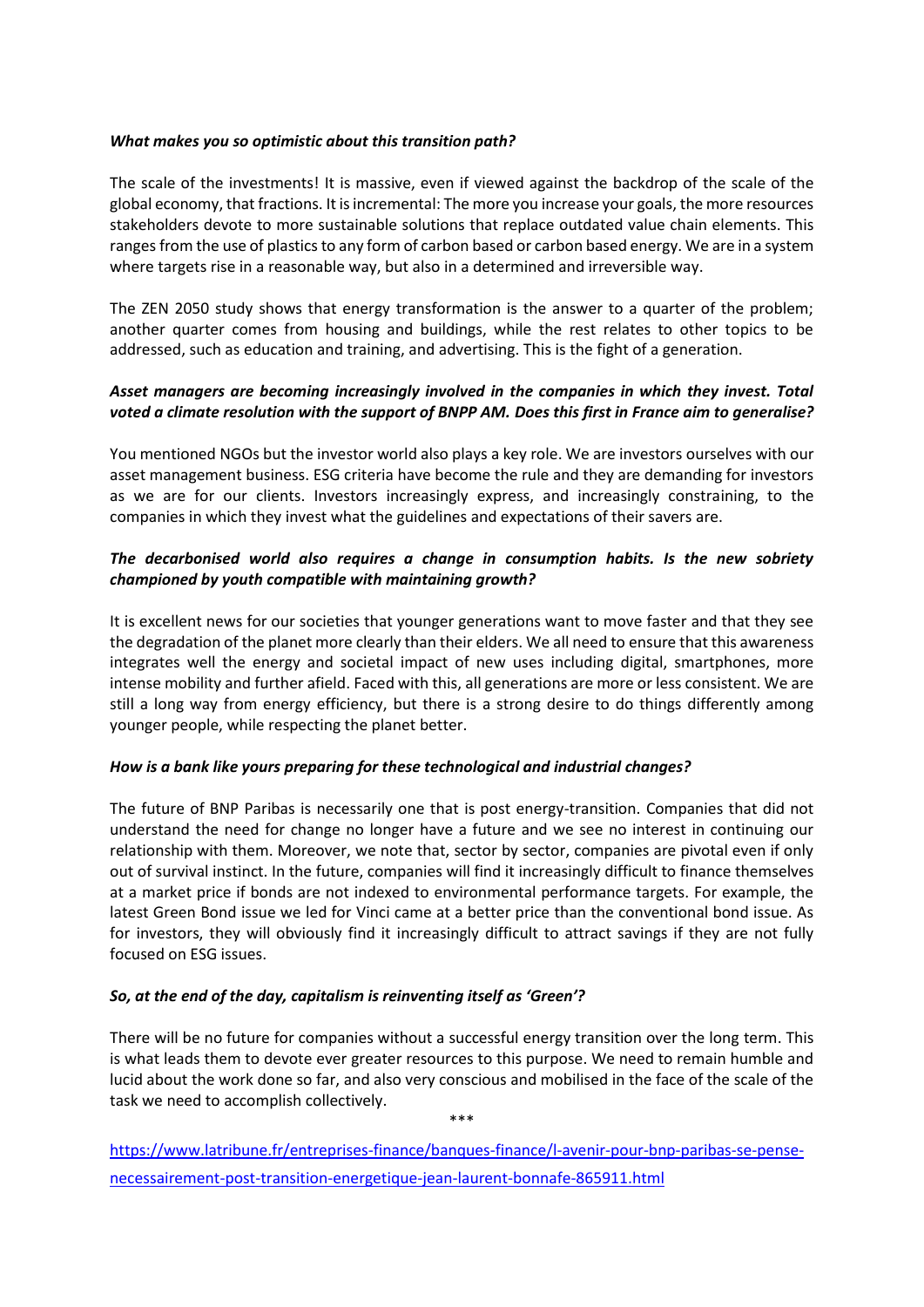***What makes you so optimistic about this transition path?***

The scale of the investments! It is massive, even if viewed against the backdrop of the scale of the global economy, that fractions. It is incremental: The more you increase your goals, the more resources stakeholders devote to more sustainable solutions that replace outdated value chain elements. This ranges from the use of plastics to any form of carbon based or carbon based energy. We are in a system where targets rise in a reasonable way, but also in a determined and irreversible way.

The ZEN 2050 study shows that energy transformation is the answer to a quarter of the problem; another quarter comes from housing and buildings, while the rest relates to other topics to be addressed, such as education and training, and advertising. This is the fight of a generation.

***Asset managers are becoming increasingly involved in the companies in which they invest. Total voted a climate resolution with the support of BNPP AM. Does this first in France aim to generalise?***

You mentioned NGOs but the investor world also plays a key role. We are investors ourselves with our asset management business. ESG criteria have become the rule and they are demanding for investors as we are for our clients. Investors increasingly express, and increasingly constraining, to the companies in which they invest what the guidelines and expectations of their savers are.

***The decarbonised world also requires a change in consumption habits. Is the new sobriety championed by youth compatible with maintaining growth?***

It is excellent news for our societies that younger generations want to move faster and that they see the degradation of the planet more clearly than their elders. We all need to ensure that this awareness integrates well the energy and societal impact of new uses including digital, smartphones, more intense mobility and further afield. Faced with this, all generations are more or less consistent. We are still a long way from energy efficiency, but there is a strong desire to do things differently among younger people, while respecting the planet better.

***How is a bank like yours preparing for these technological and industrial changes?***

The future of BNP Paribas is necessarily one that is post energy-transition. Companies that did not understand the need for change no longer have a future and we see no interest in continuing our relationship with them. Moreover, we note that, sector by sector, companies are pivotal even if only out of survival instinct. In the future, companies will find it increasingly difficult to finance themselves at a market price if bonds are not indexed to environmental performance targets. For example, the latest Green Bond issue we led for Vinci came at a better price than the conventional bond issue. As for investors, they will obviously find it increasingly difficult to attract savings if they are not fully focused on ESG issues.

***So, at the end of the day, capitalism is reinventing itself as 'Green'?***

There will be no future for companies without a successful energy transition over the long term. This is what leads them to devote ever greater resources to this purpose. We need to remain humble and lucid about the work done so far, and also very conscious and mobilised in the face of the scale of the task we need to accomplish collectively.

***

https://www.latribune.fr/entreprises-finance/banques-finance/l-avenir-pour-bnp-paribas-se-pense-necessairement-post-transition-energetique-jean-laurent-bonnafe-865911.html